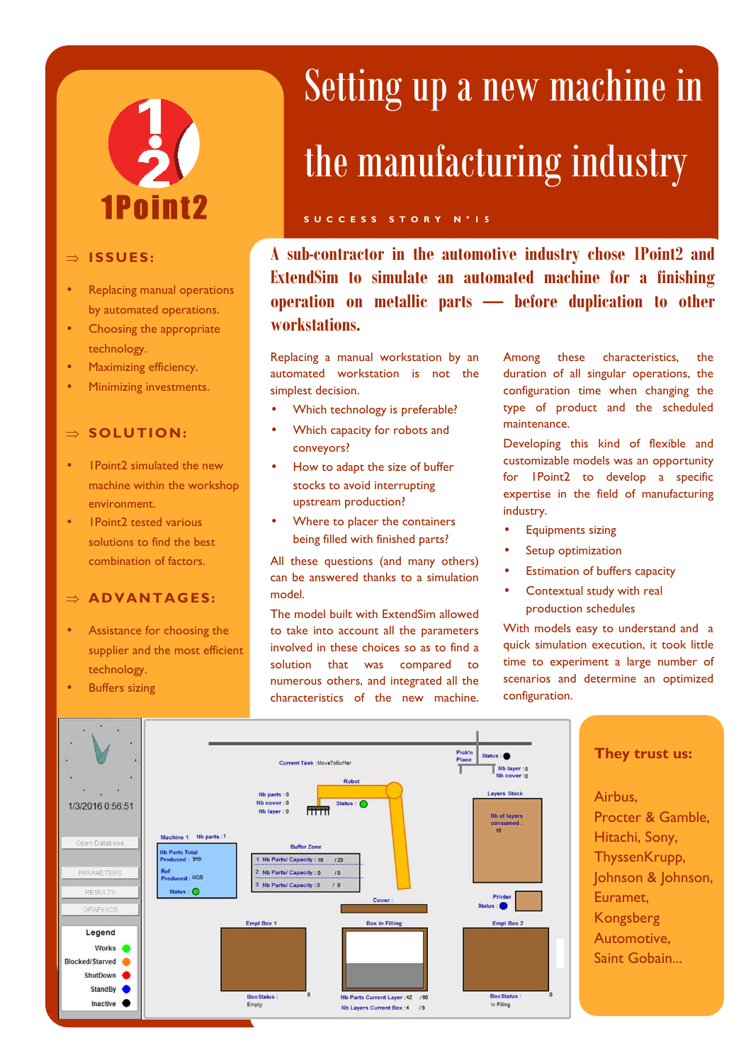# Setting up a new machine in the manufacturing industry

**1Point2**

SUCCESS STORY N°15

## ⇒ ISSUES:

- Replacing manual operations by automated operations.
- Choosing the appropriate technology.
- Maximizing efficiency.
- Minimizing investments.

## ⇒ SOLUTION:

- 1Point2 simulated the new machine within the workshop environment.
- 1Point2 tested various solutions to find the best combination of factors.

## ⇒ ADVANTAGES:

- Assistance for choosing the supplier and the most efficient technology.
- Buffers sizing

## A sub-contractor in the automotive industry chose 1Point2 and ExtendSim to simulate an automated machine for a finishing operation on metallic parts — before duplication to other workstations.

Replacing a manual workstation by an automated workstation is not the simplest decision.

- Which technology is preferable?
- Which capacity for robots and conveyors?
- How to adapt the size of buffer stocks to avoid interrupting upstream production?
- Where to placer the containers being filled with finished parts?

All these questions (and many others) can be answered thanks to a simulation model.

The model built with ExtendSim allowed to take into account all the parameters involved in these choices so as to find a solution that was compared to numerous others, and integrated all the characteristics of the new machine.

Among these characteristics, the duration of all singular operations, the configuration time when changing the type of product and the scheduled maintenance.

Developing this kind of flexible and customizable models was an opportunity for 1Point2 to develop a specific expertise in the field of manufacturing industry.

- Equipments sizing
- Setup optimization
- Estimation of buffers capacity
- Contextual study with real production schedules

With models easy to understand and a quick simulation execution, it took little time to experiment a large number of scenarios and determine an optimized configuration.

### They trust us:

Airbus,
Procter & Gamble,
Hitachi, Sony,
ThyssenKrupp,
Johnson & Johnson,
Euramet,
Kongsberg
Automotive,
Saint Gobain...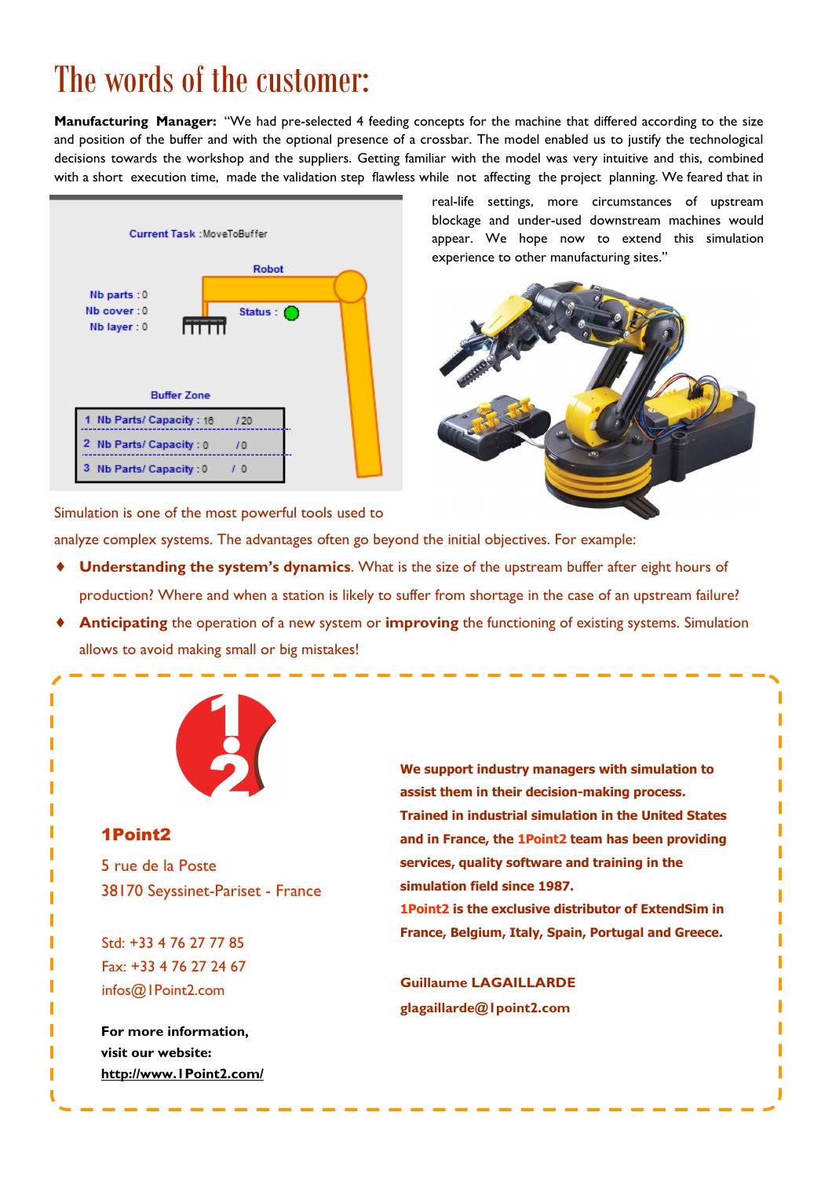# The words of the customer:

**Manufacturing Manager:** "We had pre-selected 4 feeding concepts for the machine that differed according to the size and position of the buffer and with the optional presence of a crossbar. The model enabled us to justify the technological decisions towards the workshop and the suppliers. Getting familiar with the model was very intuitive and this, combined with a short execution time, made the validation step flawless while not affecting the project planning. We feared that in real-life settings, more circumstances of upstream blockage and under-used downstream machines would appear. We hope now to extend this simulation experience to other manufacturing sites."

Current Task : MoveToBuffer

Robot

Nb parts : 0
Nb cover : 0
Nb layer : 0

Status :

Buffer Zone

1 Nb Parts/ Capacity : 16 / 20
2 Nb Parts/ Capacity : 0 / 0
3 Nb Parts/ Capacity : 0 / 0

Simulation is one of the most powerful tools used to analyze complex systems. The advantages often go beyond the initial objectives. For example:

- **Understanding the system's dynamics**. What is the size of the upstream buffer after eight hours of production? Where and when a station is likely to suffer from shortage in the case of an upstream failure?
- **Anticipating** the operation of a new system or **improving** the functioning of existing systems. Simulation allows to avoid making small or big mistakes!

**1Point2**

5 rue de la Poste
38170 Seyssinet-Pariset - France

Std: +33 4 76 27 77 85
Fax: +33 4 76 27 24 67
infos@1Point2.com

**For more information, visit our website:**
**http://www.1Point2.com/**

**We support industry managers with simulation to assist them in their decision-making process. Trained in industrial simulation in the United States and in France, the 1Point2 team has been providing services, quality software and training in the simulation field since 1987.**
**1Point2 is the exclusive distributor of ExtendSim in France, Belgium, Italy, Spain, Portugal and Greece.**

**Guillaume LAGAILLARDE**
**glagaillarde@1point2.com**